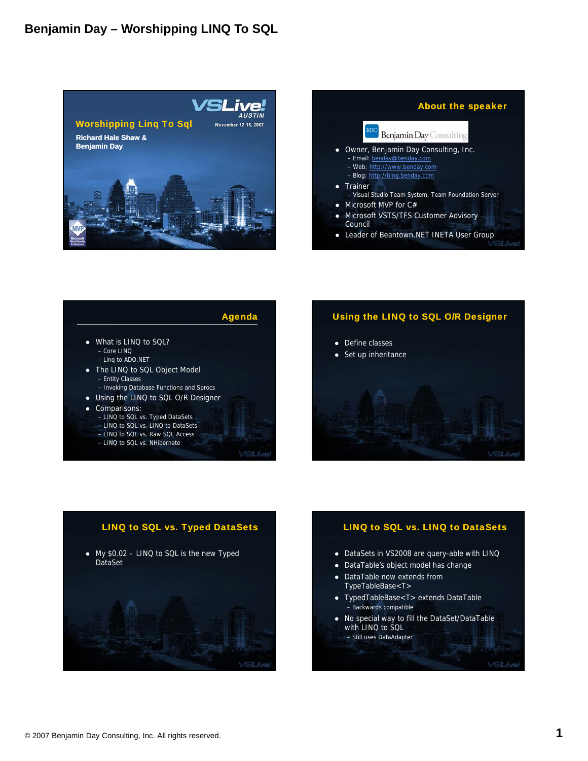# Benjamin Day – Worshipping LINQ To SQL

## Worshipping Linq To Sql

**Richard Hale Shaw & Benjamin Day**

VSLive! AUSTIN
November 12-15, 2007

## About the speaker

Benjamin Day Consulting

- Owner, Benjamin Day Consulting, Inc.
  - Email: benday@benday.com
  - Web: http://www.benday.com
  - Blog: http://blog.benday.com
- Trainer
  - Visual Studio Team System, Team Foundation Server
- Microsoft MVP for C#
- Microsoft VSTS/TFS Customer Advisory Council
- Leader of Beantown.NET INETA User Group

## Agenda

- What is LINQ to SQL?
  - Core LINQ
  - Linq to ADO.NET
- The LINQ to SQL Object Model
  - Entity Classes
  - Invoking Database Functions and Sprocs
- Using the LINQ to SQL O/R Designer
- Comparisons:
  - LINQ to SQL vs. Typed DataSets
  - LINQ to SQL vs. LINQ to DataSets
  - LINQ to SQL vs. Raw SQL Access
  - LINQ to SQL vs. NHibernate

## Using the LINQ to SQL O/R Designer

- Define classes
- Set up inheritance

## LINQ to SQL vs. Typed DataSets

- My $0.02 – LINQ to SQL is the new Typed DataSet

## LINQ to SQL vs. LINQ to DataSets

- DataSets in VS2008 are query-able with LINQ
- DataTable's object model has change
- DataTable now extends from TypeTableBase<T>
- TypedTableBase<T> extends DataTable
  - Backwards compatible
- No special way to fill the DataSet/DataTable with LINQ to SQL
  - Still uses DataAdapter

© 2007 Benjamin Day Consulting, Inc. All rights reserved.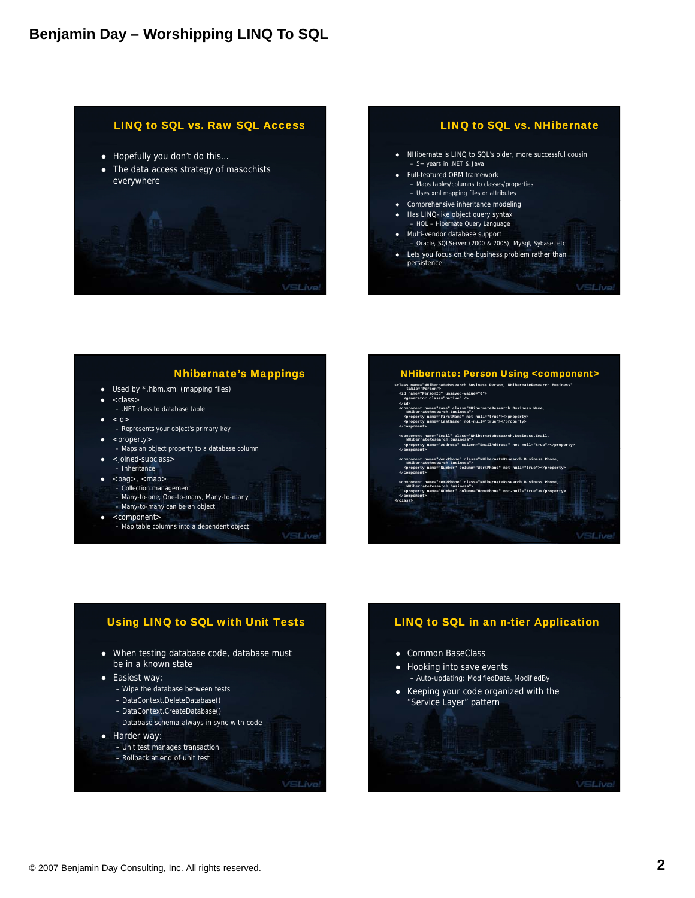## LINQ to SQL vs. Raw SQL Access

- Hopefully you don't do this…
- The data access strategy of masochists everywhere

## LINQ to SQL vs. NHibernate

- NHibernate is LINQ to SQL's older, more successful cousin
  - 5+ years in .NET & Java
- Full-featured ORM framework
  - Maps tables/columns to classes/properties
  - Uses xml mapping files or attributes
- Comprehensive inheritance modeling
- Has LINQ-like object query syntax
  - HQL – Hibernate Query Language
- Multi-vendor database support
  - Oracle, SQLServer (2000 & 2005), MySql, Sybase, etc
- Lets you focus on the business problem rather than persistence

## Nhibernate's Mappings

- Used by *.hbm.xml (mapping files)
- <class>
  - .NET class to database table
- <id>
  - Represents your object's primary key
- <property>
  - Maps an object property to a database column
- <joined-subclass>
  - Inheritance
- <bag>, <map>
  - Collection management
  - Many-to-one, One-to-many, Many-to-many
  - Many-to-many can be an object
- <component>
  - Map table columns into a dependent object

## NHibernate: Person Using <component>

```
<class name="NHibernateResearch.Business.Person, NHibernateResearch.Business"
    table="Person">
  <id name="PersonId" unsaved-value="0">
    <generator class="native" />
  </id>
  <component name="Name" class="NHibernateResearch.Business.Name,
      NHibernateResearch.Business">
    <property name="FirstName" not-null="true"></property>
    <property name="LastName" not-null="true"></property>
  </component>

  <component name="Email" class="NHibernateResearch.Business.Email,
      NHibernateResearch.Business">
    <property name="Address" column="EmailAddress" not-null="true"></property>
  </component>

  <component name="WorkPhone" class="NHibernateResearch.Business.Phone,
      NHibernateResearch.Business">
    <property name="Number" column="WorkPhone" not-null="true"></property>
  </component>

  <component name="HomePhone" class="NHibernateResearch.Business.Phone,
      NHibernateResearch.Business">
    <property name="Number" column="HomePhone" not-null="true"></property>
  </component>
</class>
```

## Using LINQ to SQL with Unit Tests

- When testing database code, database must be in a known state
- Easiest way:
  - Wipe the database between tests
  - DataContext.DeleteDatabase()
  - DataContext.CreateDatabase()
  - Database schema always in sync with code
- Harder way:
  - Unit test manages transaction
  - Rollback at end of unit test

## LINQ to SQL in an n-tier Application

- Common BaseClass
- Hooking into save events
  - Auto-updating: ModifiedDate, ModifiedBy
- Keeping your code organized with the "Service Layer" pattern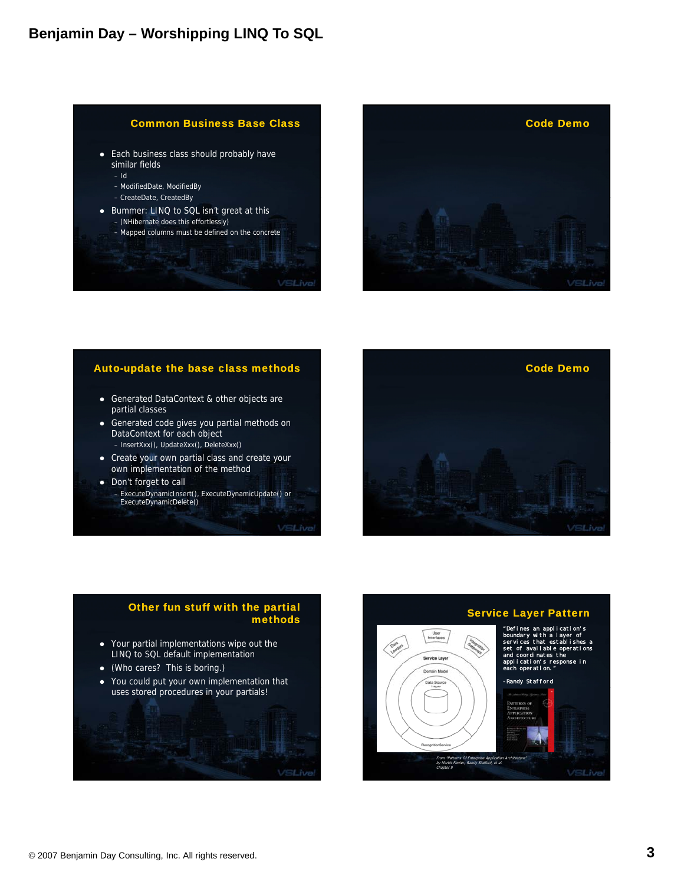## Common Business Base Class

- Each business class should probably have similar fields
  - Id
  - ModifiedDate, ModifiedBy
  - CreateDate, CreatedBy
- Bummer: LINQ to SQL isn't great at this
  - (NHibernate does this effortlessly)
  - Mapped columns must be defined on the concrete

## Code Demo

## Auto-update the base class methods

- Generated DataContext & other objects are partial classes
- Generated code gives you partial methods on DataContext for each object
  - InsertXxx(), UpdateXxx(), DeleteXxx()
- Create your own partial class and create your own implementation of the method
- Don't forget to call
  - ExecuteDynamicInsert(), ExecuteDynamicUpdate() or ExecuteDynamicDelete()

## Code Demo

## Other fun stuff with the partial methods

- Your partial implementations wipe out the LINQ to SQL default implementation
- (Who cares? This is boring.)
- You could put your own implementation that uses stored procedures in your partials!

## Service Layer Pattern

"Defines an application's boundary with a layer of services that establishes a set of available operations and coordinates the application's response in each operation."

-Randy Stafford

From "Patterns Of Enterprise Application Architecture" by Martin Fowler, Randy Stafford, et al. Chapter 9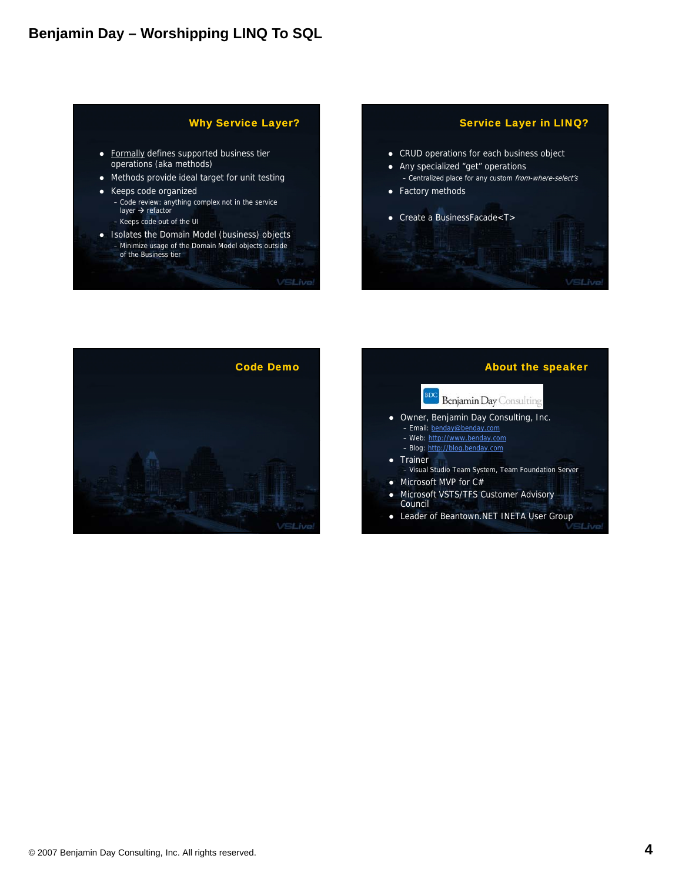## Why Service Layer?

- Formally defines supported business tier operations (aka methods)
- Methods provide ideal target for unit testing
- Keeps code organized
  - Code review: anything complex not in the service layer → refactor
  - Keeps code out of the UI
- Isolates the Domain Model (business) objects
  - Minimize usage of the Domain Model objects outside of the Business tier

## Service Layer in LINQ?

- CRUD operations for each business object
- Any specialized "get" operations
  - Centralized place for any custom *from-where-select's*
- Factory methods
- Create a BusinessFacade<T>

## Code Demo

## About the speaker

BDC Benjamin Day Consulting

- Owner, Benjamin Day Consulting, Inc.
  - Email: benday@benday.com
  - Web: http://www.benday.com
  - Blog: http://blog.benday.com
- Trainer
  - Visual Studio Team System, Team Foundation Server
- Microsoft MVP for C#
- Microsoft VSTS/TFS Customer Advisory Council
- Leader of Beantown.NET INETA User Group